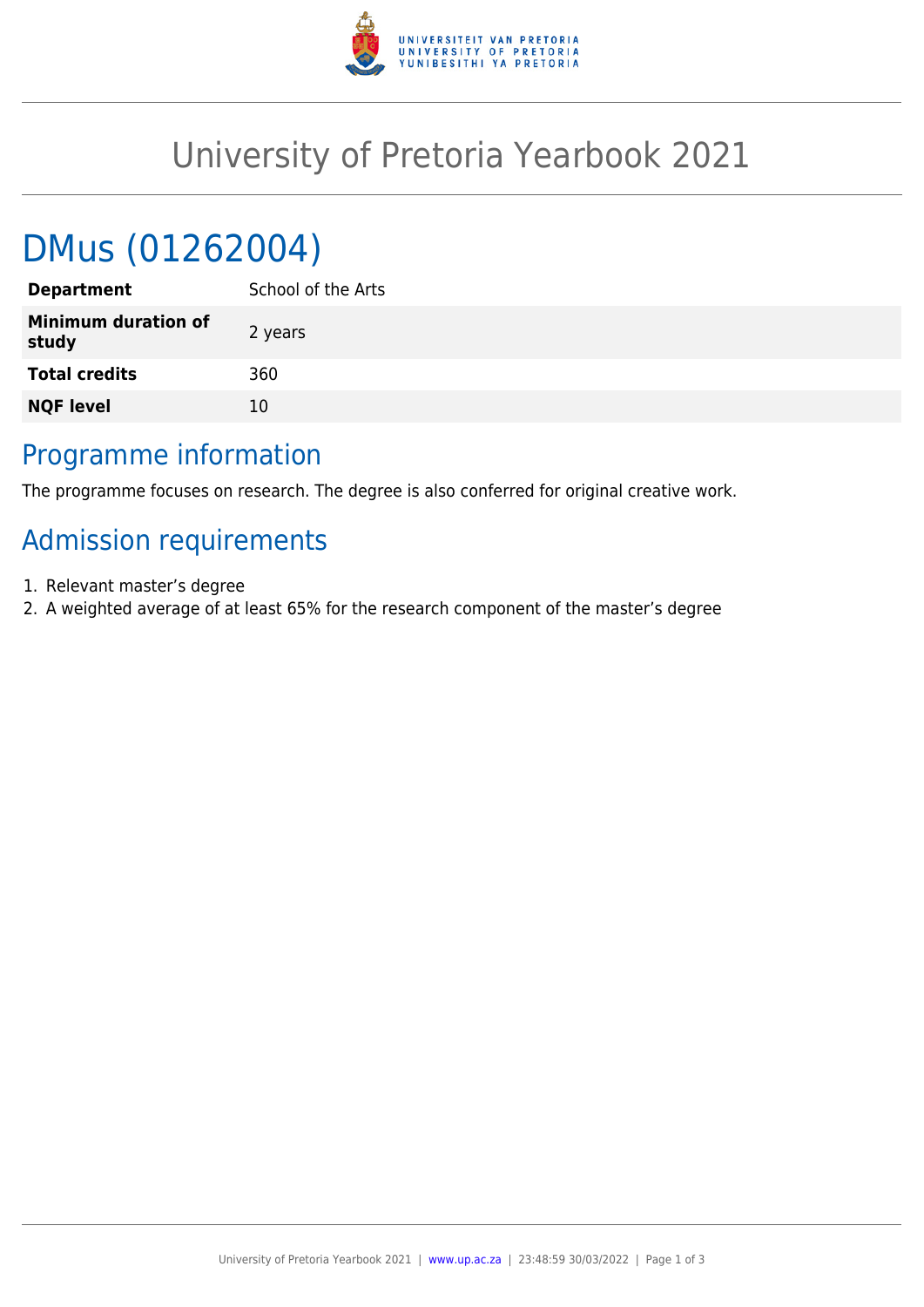# University of Pretoria Yearbook 2021

## DMus (01262004)

| | |
|---|---|
| **Department** | School of the Arts |
| **Minimum duration of study** | 2 years |
| **Total credits** | 360 |
| **NQF level** | 10 |

## Programme information

The programme focuses on research. The degree is also conferred for original creative work.

## Admission requirements

1. Relevant master's degree
2. A weighted average of at least 65% for the research component of the master's degree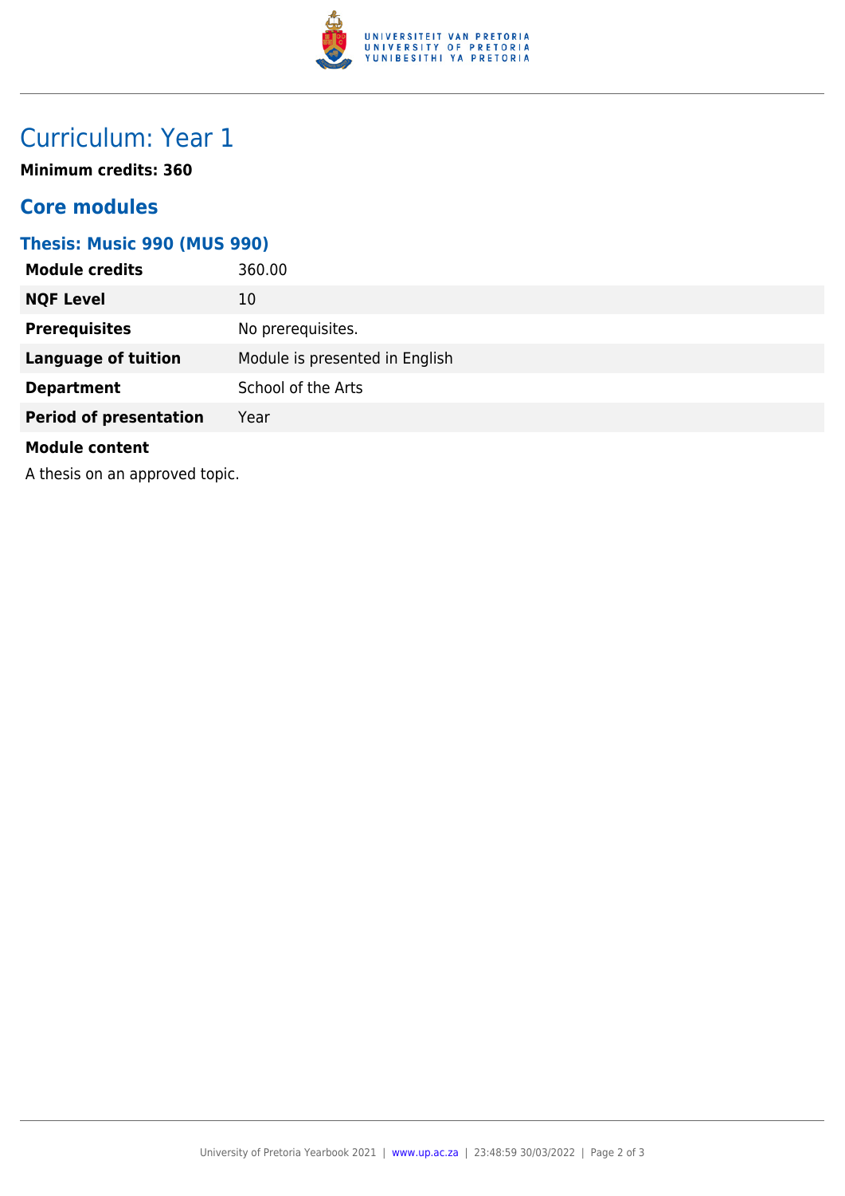# Curriculum: Year 1

**Minimum credits: 360**

## Core modules

### Thesis: Music 990 (MUS 990)

| | |
|---|---|
| **Module credits** | 360.00 |
| **NQF Level** | 10 |
| **Prerequisites** | No prerequisites. |
| **Language of tuition** | Module is presented in English |
| **Department** | School of the Arts |
| **Period of presentation** | Year |

**Module content**

A thesis on an approved topic.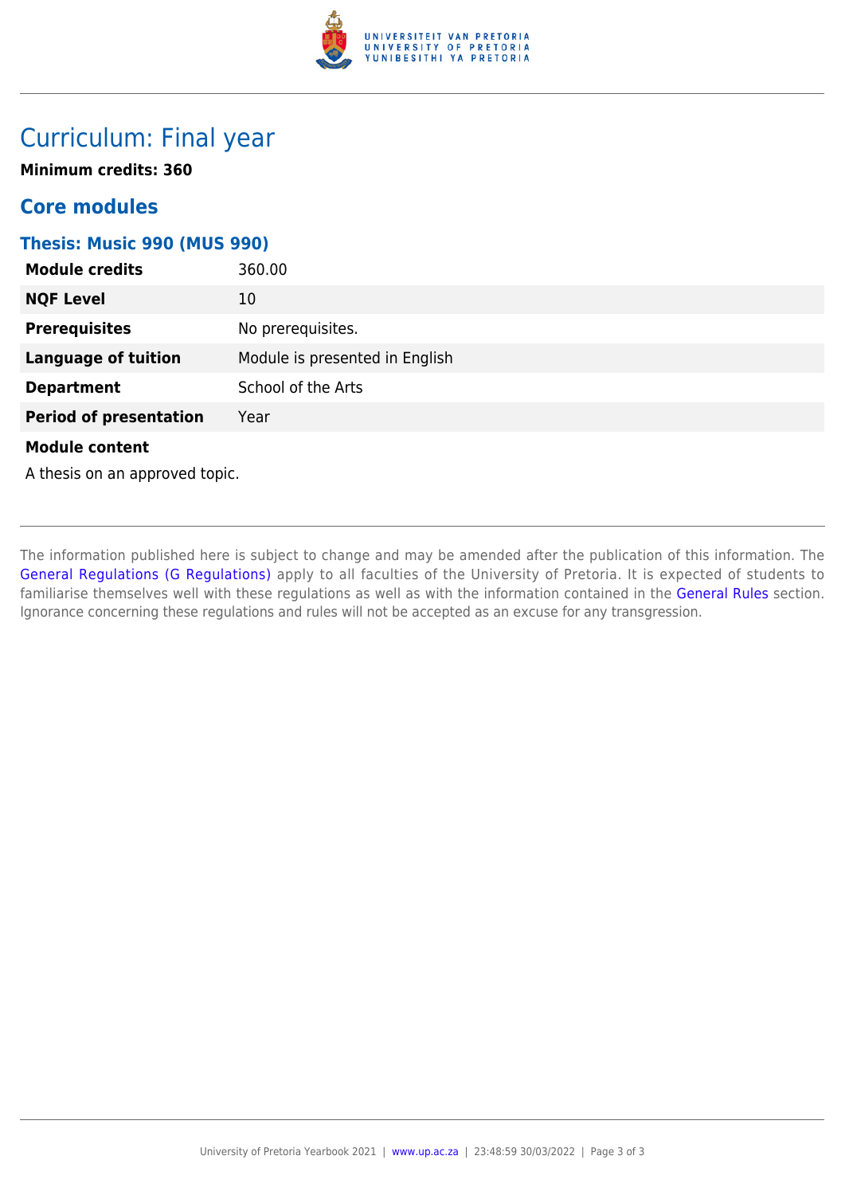# Curriculum: Final year

**Minimum credits: 360**

## Core modules

### Thesis: Music 990 (MUS 990)

| | |
|---|---|
| **Module credits** | 360.00 |
| **NQF Level** | 10 |
| **Prerequisites** | No prerequisites. |
| **Language of tuition** | Module is presented in English |
| **Department** | School of the Arts |
| **Period of presentation** | Year |

**Module content**

A thesis on an approved topic.

---

The information published here is subject to change and may be amended after the publication of this information. The General Regulations (G Regulations) apply to all faculties of the University of Pretoria. It is expected of students to familiarise themselves well with these regulations as well as with the information contained in the General Rules section. Ignorance concerning these regulations and rules will not be accepted as an excuse for any transgression.